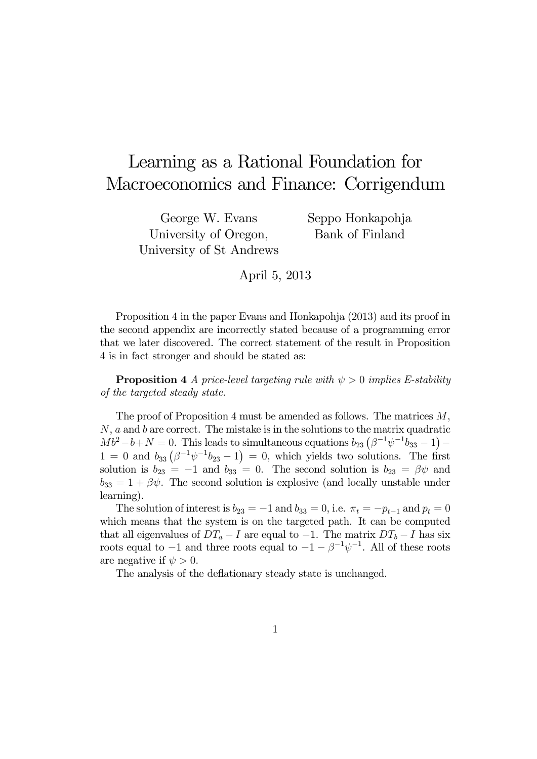# Learning as a Rational Foundation for Macroeconomics and Finance: Corrigendum

George W. Evans
University of Oregon,
University of St Andrews

Seppo Honkapohja
Bank of Finland

April 5, 2013

Proposition 4 in the paper Evans and Honkapohja (2013) and its proof in the second appendix are incorrectly stated because of a programming error that we later discovered. The correct statement of the result in Proposition 4 is in fact stronger and should be stated as:

**Proposition 4** *A price-level targeting rule with $\psi > 0$ implies E-stability of the targeted steady state.*

The proof of Proposition 4 must be amended as follows. The matrices $M$, $N$, $a$ and $b$ are correct. The mistake is in the solutions to the matrix quadratic $Mb^2 - b + N = 0$. This leads to simultaneous equations $b_{23}\left(\beta^{-1}\psi^{-1}b_{33} - 1\right) - 1 = 0$ and $b_{33}\left(\beta^{-1}\psi^{-1}b_{23} - 1\right) = 0$, which yields two solutions. The first solution is $b_{23} = -1$ and $b_{33} = 0$. The second solution is $b_{23} = \beta\psi$ and $b_{33} = 1 + \beta\psi$. The second solution is explosive (and locally unstable under learning).

The solution of interest is $b_{23} = -1$ and $b_{33} = 0$, i.e. $\pi_t = -p_{t-1}$ and $p_t = 0$ which means that the system is on the targeted path. It can be computed that all eigenvalues of $DT_a - I$ are equal to $-1$. The matrix $DT_b - I$ has six roots equal to $-1$ and three roots equal to $-1 - \beta^{-1}\psi^{-1}$. All of these roots are negative if $\psi > 0$.

The analysis of the deflationary steady state is unchanged.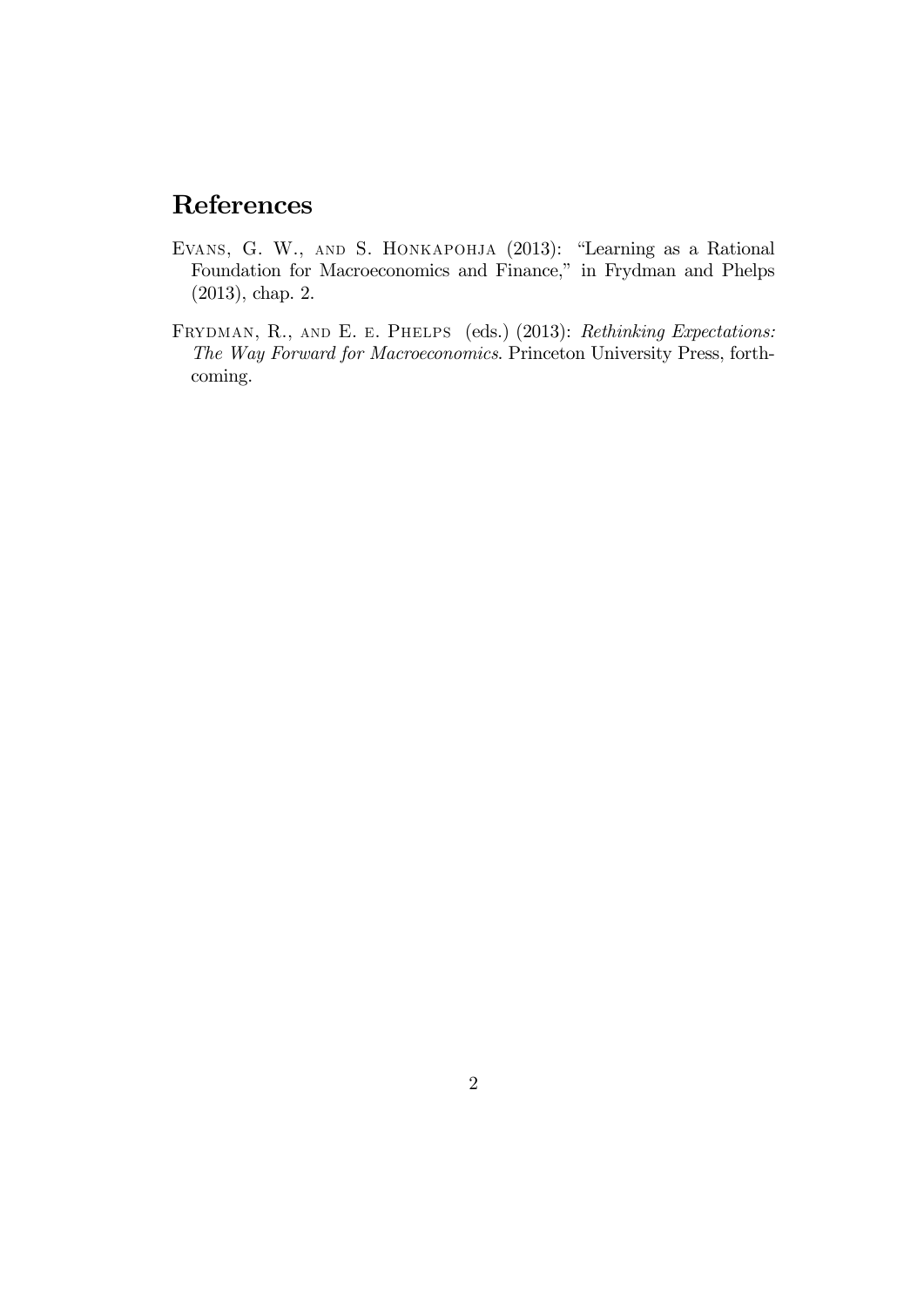## References

Evans, G. W., and S. Honkapohja (2013): "Learning as a Rational Foundation for Macroeconomics and Finance," in Frydman and Phelps (2013), chap. 2.

Frydman, R., and E. e. Phelps (eds.) (2013): *Rethinking Expectations: The Way Forward for Macroeconomics*. Princeton University Press, forthcoming.